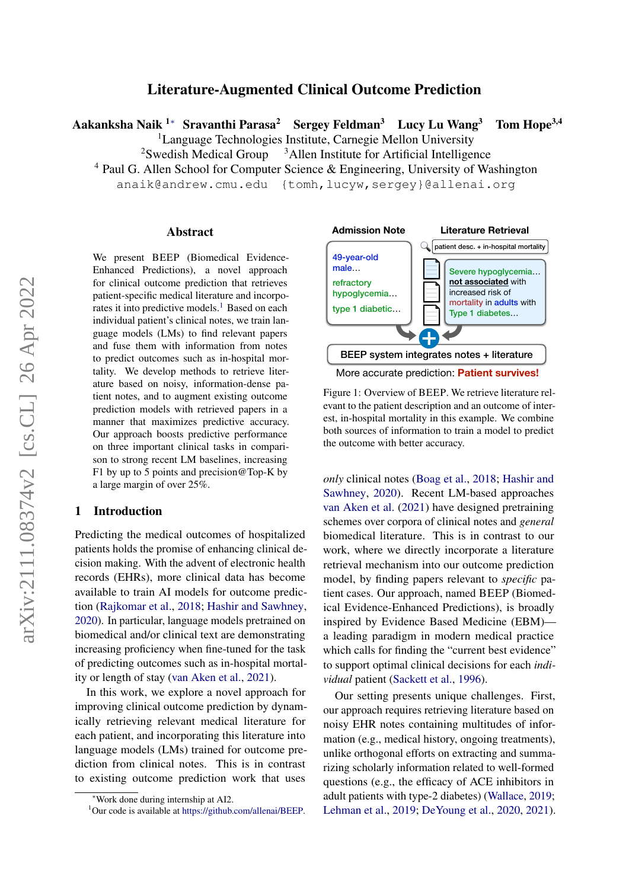# Literature-Augmented Clinical Outcome Prediction

**Aakanksha Naik** [1]* **Sravanthi Parasa** [2] **Sergey Feldman** [3] **Lucy Lu Wang** [3] **Tom Hope** [3,4]

[1]Language Technologies Institute, Carnegie Mellon University
[2]Swedish Medical Group [3]Allen Institute for Artificial Intelligence
[4] Paul G. Allen School for Computer Science & Engineering, University of Washington
anaik@andrew.cmu.edu {tomh,lucyw,sergey}@allenai.org

## Abstract

We present BEEP (Biomedical Evidence-Enhanced Predictions), a novel approach for clinical outcome prediction that retrieves patient-specific medical literature and incorporates it into predictive models.[1] Based on each individual patient's clinical notes, we train language models (LMs) to find relevant papers and fuse them with information from notes to predict outcomes such as in-hospital mortality. We develop methods to retrieve literature based on noisy, information-dense patient notes, and to augment existing outcome prediction models with retrieved papers in a manner that maximizes predictive accuracy. Our approach boosts predictive performance on three important clinical tasks in comparison to strong recent LM baselines, increasing F1 by up to 5 points and precision@Top-K by a large margin of over 25%.

Admission Note

49-year-old male...

refractory hypoglycemia...

type 1 diabetic...

Literature Retrieval

patient desc. + in-hospital mortality

Severe hypoglycemia... **not associated** with increased risk of mortality in adults with Type 1 diabetes...

BEEP system integrates notes + literature

More accurate prediction: **Patient survives!**

Figure 1: Overview of BEEP. We retrieve literature relevant to the patient description and an outcome of interest, in-hospital mortality in this example. We combine both sources of information to train a model to predict the outcome with better accuracy.

## 1 Introduction

Predicting the medical outcomes of hospitalized patients holds the promise of enhancing clinical decision making. With the advent of electronic health records (EHRs), more clinical data has become available to train AI models for outcome prediction (Rajkomar et al., 2018; Hashir and Sawhney, 2020). In particular, language models pretrained on biomedical and/or clinical text are demonstrating increasing proficiency when fine-tuned for the task of predicting outcomes such as in-hospital mortality or length of stay (van Aken et al., 2021).

In this work, we explore a novel approach for improving clinical outcome prediction by dynamically retrieving relevant medical literature for each patient, and incorporating this literature into language models (LMs) trained for outcome prediction from clinical notes. This is in contrast to existing outcome prediction work that uses *only* clinical notes (Boag et al., 2018; Hashir and Sawhney, 2020). Recent LM-based approaches van Aken et al. (2021) have designed pretraining schemes over corpora of clinical notes and *general* biomedical literature. This is in contrast to our work, where we directly incorporate a literature retrieval mechanism into our outcome prediction model, by finding papers relevant to *specific* patient cases. Our approach, named BEEP (Biomedical Evidence-Enhanced Predictions), is broadly inspired by Evidence Based Medicine (EBM)—a leading paradigm in modern medical practice which calls for finding the "current best evidence" to support optimal clinical decisions for each *individual* patient (Sackett et al., 1996).

Our setting presents unique challenges. First, our approach requires retrieving literature based on noisy EHR notes containing multitudes of information (e.g., medical history, ongoing treatments), unlike orthogonal efforts on extracting and summarizing scholarly information related to well-formed questions (e.g., the efficacy of ACE inhibitors in adult patients with type-2 diabetes) (Wallace, 2019; Lehman et al., 2019; DeYoung et al., 2020, 2021).

*Work done during internship at AI2.
[1]Our code is available at https://github.com/allenai/BEEP.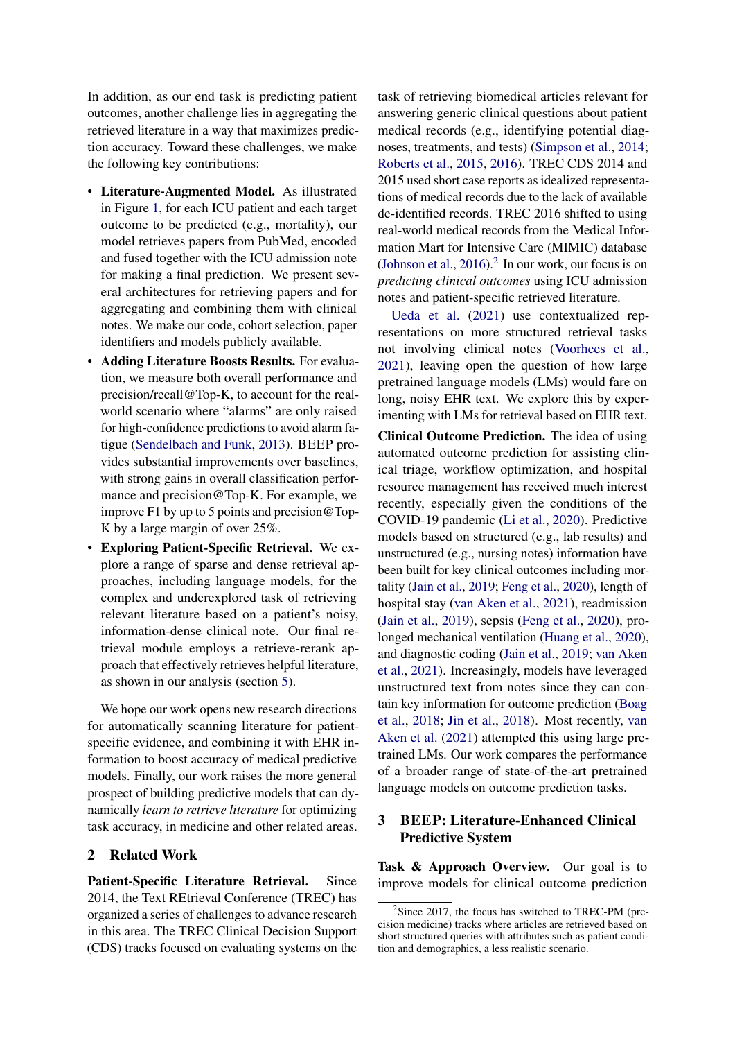In addition, as our end task is predicting patient outcomes, another challenge lies in aggregating the retrieved literature in a way that maximizes prediction accuracy. Toward these challenges, we make the following key contributions:

- **Literature-Augmented Model.** As illustrated in Figure 1, for each ICU patient and each target outcome to be predicted (e.g., mortality), our model retrieves papers from PubMed, encoded and fused together with the ICU admission note for making a final prediction. We present several architectures for retrieving papers and for aggregating and combining them with clinical notes. We make our code, cohort selection, paper identifiers and models publicly available.
- **Adding Literature Boosts Results.** For evaluation, we measure both overall performance and precision/recall@Top-K, to account for the real-world scenario where "alarms" are only raised for high-confidence predictions to avoid alarm fatigue (Sendelbach and Funk, 2013). BEEP provides substantial improvements over baselines, with strong gains in overall classification performance and precision@Top-K. For example, we improve F1 by up to 5 points and precision@Top-K by a large margin of over 25%.
- **Exploring Patient-Specific Retrieval.** We explore a range of sparse and dense retrieval approaches, including language models, for the complex and underexplored task of retrieving relevant literature based on a patient's noisy, information-dense clinical note. Our final retrieval module employs a retrieve-rerank approach that effectively retrieves helpful literature, as shown in our analysis (section 5).

We hope our work opens new research directions for automatically scanning literature for patient-specific evidence, and combining it with EHR information to boost accuracy of medical predictive models. Finally, our work raises the more general prospect of building predictive models that can dynamically *learn to retrieve literature* for optimizing task accuracy, in medicine and other related areas.

## 2 Related Work

**Patient-Specific Literature Retrieval.** Since 2014, the Text REtrieval Conference (TREC) has organized a series of challenges to advance research in this area. The TREC Clinical Decision Support (CDS) tracks focused on evaluating systems on the task of retrieving biomedical articles relevant for answering generic clinical questions about patient medical records (e.g., identifying potential diagnoses, treatments, and tests) (Simpson et al., 2014; Roberts et al., 2015, 2016). TREC CDS 2014 and 2015 used short case reports as idealized representations of medical records due to the lack of available de-identified records. TREC 2016 shifted to using real-world medical records from the Medical Information Mart for Intensive Care (MIMIC) database (Johnson et al., 2016).[2] In our work, our focus is on *predicting clinical outcomes* using ICU admission notes and patient-specific retrieved literature.

Ueda et al. (2021) use contextualized representations on more structured retrieval tasks not involving clinical notes (Voorhees et al., 2021), leaving open the question of how large pretrained language models (LMs) would fare on long, noisy EHR text. We explore this by experimenting with LMs for retrieval based on EHR text.

**Clinical Outcome Prediction.** The idea of using automated outcome prediction for assisting clinical triage, workflow optimization, and hospital resource management has received much interest recently, especially given the conditions of the COVID-19 pandemic (Li et al., 2020). Predictive models based on structured (e.g., lab results) and unstructured (e.g., nursing notes) information have been built for key clinical outcomes including mortality (Jain et al., 2019; Feng et al., 2020), length of hospital stay (van Aken et al., 2021), readmission (Jain et al., 2019), sepsis (Feng et al., 2020), prolonged mechanical ventilation (Huang et al., 2020), and diagnostic coding (Jain et al., 2019; van Aken et al., 2021). Increasingly, models have leveraged unstructured text from notes since they can contain key information for outcome prediction (Boag et al., 2018; Jin et al., 2018). Most recently, van Aken et al. (2021) attempted this using large pretrained LMs. Our work compares the performance of a broader range of state-of-the-art pretrained language models on outcome prediction tasks.

## 3 BEEP: Literature-Enhanced Clinical Predictive System

**Task & Approach Overview.** Our goal is to improve models for clinical outcome prediction

[2] Since 2017, the focus has switched to TREC-PM (precision medicine) tracks where articles are retrieved based on short structured queries with attributes such as patient conditions and demographics, a less realistic scenario.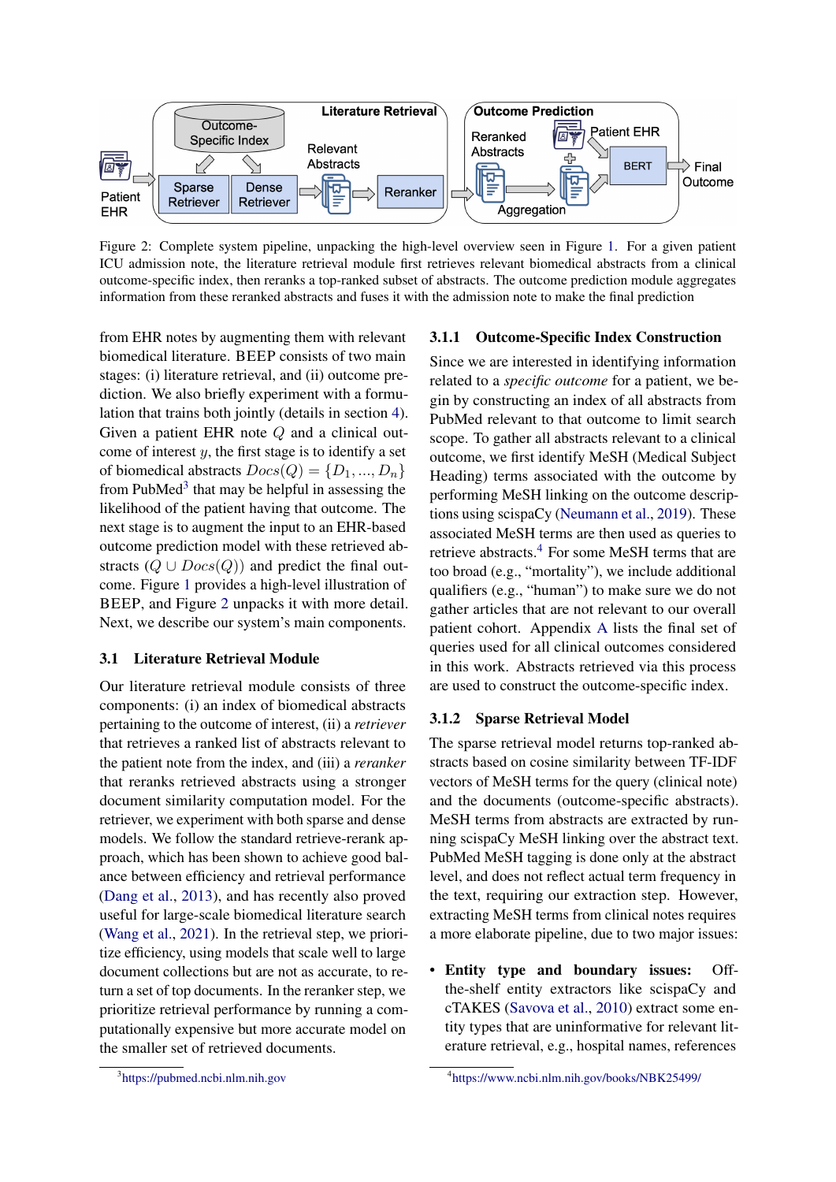Figure 2: Complete system pipeline, unpacking the high-level overview seen in Figure 1. For a given patient ICU admission note, the literature retrieval module first retrieves relevant biomedical abstracts from a clinical outcome-specific index, then reranks a top-ranked subset of abstracts. The outcome prediction module aggregates information from these reranked abstracts and fuses it with the admission note to make the final prediction

from EHR notes by augmenting them with relevant biomedical literature. BEEP consists of two main stages: (i) literature retrieval, and (ii) outcome prediction. We also briefly experiment with a formulation that trains both jointly (details in section 4). Given a patient EHR note $Q$ and a clinical outcome of interest $y$, the first stage is to identify a set of biomedical abstracts $Docs(Q) = \{D_1, ..., D_n\}$ from PubMed[3] that may be helpful in assessing the likelihood of the patient having that outcome. The next stage is to augment the input to an EHR-based outcome prediction model with these retrieved abstracts ($Q \cup Docs(Q)$) and predict the final outcome. Figure 1 provides a high-level illustration of BEEP, and Figure 2 unpacks it with more detail. Next, we describe our system's main components.

### 3.1 Literature Retrieval Module

Our literature retrieval module consists of three components: (i) an index of biomedical abstracts pertaining to the outcome of interest, (ii) a *retriever* that retrieves a ranked list of abstracts relevant to the patient note from the index, and (iii) a *reranker* that reranks retrieved abstracts using a stronger document similarity computation model. For the retriever, we experiment with both sparse and dense models. We follow the standard retrieve-rerank approach, which has been shown to achieve good balance between efficiency and retrieval performance (Dang et al., 2013), and has recently also proved useful for large-scale biomedical literature search (Wang et al., 2021). In the retrieval step, we prioritize efficiency, using models that scale well to large document collections but are not as accurate, to return a set of top documents. In the reranker step, we prioritize retrieval performance by running a computationally expensive but more accurate model on the smaller set of retrieved documents.

#### 3.1.1 Outcome-Specific Index Construction

Since we are interested in identifying information related to a *specific outcome* for a patient, we begin by constructing an index of all abstracts from PubMed relevant to that outcome to limit search scope. To gather all abstracts relevant to a clinical outcome, we first identify MeSH (Medical Subject Heading) terms associated with the outcome by performing MeSH linking on the outcome descriptions using scispaCy (Neumann et al., 2019). These associated MeSH terms are then used as queries to retrieve abstracts.[4] For some MeSH terms that are too broad (e.g., "mortality"), we include additional qualifiers (e.g., "human") to make sure we do not gather articles that are not relevant to our overall patient cohort. Appendix A lists the final set of queries used for all clinical outcomes considered in this work. Abstracts retrieved via this process are used to construct the outcome-specific index.

#### 3.1.2 Sparse Retrieval Model

The sparse retrieval model returns top-ranked abstracts based on cosine similarity between TF-IDF vectors of MeSH terms for the query (clinical note) and the documents (outcome-specific abstracts). MeSH terms from abstracts are extracted by running scispaCy MeSH linking over the abstract text. PubMed MeSH tagging is done only at the abstract level, and does not reflect actual term frequency in the text, requiring our extraction step. However, extracting MeSH terms from clinical notes requires a more elaborate pipeline, due to two major issues:

- **Entity type and boundary issues:** Off-the-shelf entity extractors like scispaCy and cTAKES (Savova et al., 2010) extract some entity types that are uninformative for relevant literature retrieval, e.g., hospital names, references

[3] https://pubmed.ncbi.nlm.nih.gov

[4] https://www.ncbi.nlm.nih.gov/books/NBK25499/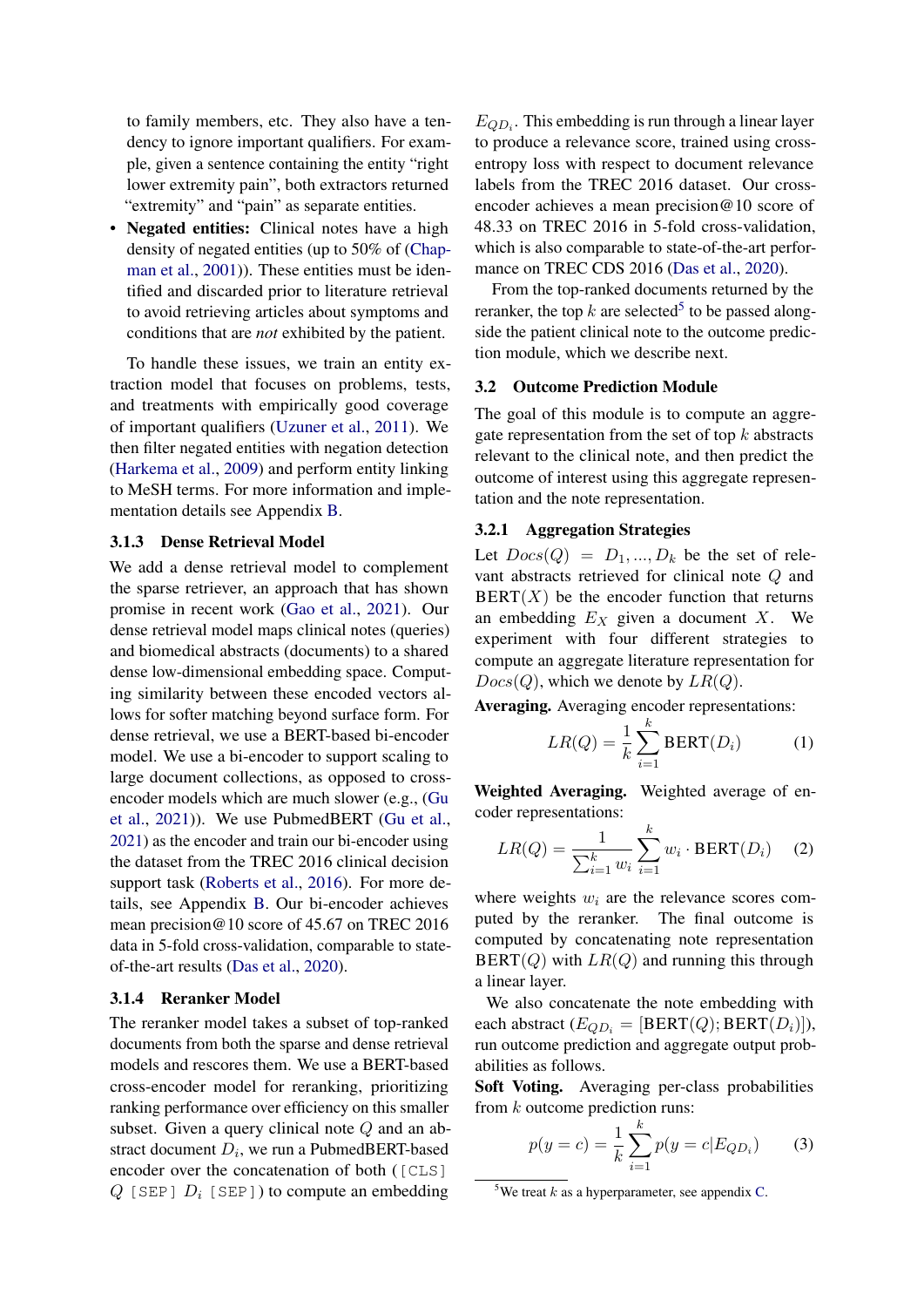to family members, etc. They also have a tendency to ignore important qualifiers. For example, given a sentence containing the entity "right lower extremity pain", both extractors returned "extremity" and "pain" as separate entities.

- **Negated entities:** Clinical notes have a high density of negated entities (up to 50% of (Chapman et al., 2001)). These entities must be identified and discarded prior to literature retrieval to avoid retrieving articles about symptoms and conditions that are *not* exhibited by the patient.

To handle these issues, we train an entity extraction model that focuses on problems, tests, and treatments with empirically good coverage of important qualifiers (Uzuner et al., 2011). We then filter negated entities with negation detection (Harkema et al., 2009) and perform entity linking to MeSH terms. For more information and implementation details see Appendix B.

#### 3.1.3 Dense Retrieval Model

We add a dense retrieval model to complement the sparse retriever, an approach that has shown promise in recent work (Gao et al., 2021). Our dense retrieval model maps clinical notes (queries) and biomedical abstracts (documents) to a shared dense low-dimensional embedding space. Computing similarity between these encoded vectors allows for softer matching beyond surface form. For dense retrieval, we use a BERT-based bi-encoder model. We use a bi-encoder to support scaling to large document collections, as opposed to cross-encoder models which are much slower (e.g., (Gu et al., 2021)). We use PubmedBERT (Gu et al., 2021) as the encoder and train our bi-encoder using the dataset from the TREC 2016 clinical decision support task (Roberts et al., 2016). For more details, see Appendix B. Our bi-encoder achieves mean precision@10 score of 45.67 on TREC 2016 data in 5-fold cross-validation, comparable to state-of-the-art results (Das et al., 2020).

#### 3.1.4 Reranker Model

The reranker model takes a subset of top-ranked documents from both the sparse and dense retrieval models and rescores them. We use a BERT-based cross-encoder model for reranking, prioritizing ranking performance over efficiency on this smaller subset. Given a query clinical note $Q$ and an abstract document $D_i$, we run a PubmedBERT-based encoder over the concatenation of both (`[CLS]` $Q$ `[SEP]` $D_i$ `[SEP]`) to compute an embedding $E_{QD_i}$. This embedding is run through a linear layer to produce a relevance score, trained using cross-entropy loss with respect to document relevance labels from the TREC 2016 dataset. Our cross-encoder achieves a mean precision@10 score of 48.33 on TREC 2016 in 5-fold cross-validation, which is also comparable to state-of-the-art performance on TREC CDS 2016 (Das et al., 2020).

From the top-ranked documents returned by the reranker, the top $k$ are selected[5] to be passed alongside the patient clinical note to the outcome prediction module, which we describe next.

### 3.2 Outcome Prediction Module

The goal of this module is to compute an aggregate representation from the set of top $k$ abstracts relevant to the clinical note, and then predict the outcome of interest using this aggregate representation and the note representation.

#### 3.2.1 Aggregation Strategies

Let $Docs(Q) = D_1, ..., D_k$ be the set of relevant abstracts retrieved for clinical note $Q$ and $\text{BERT}(X)$ be the encoder function that returns an embedding $E_X$ given a document $X$. We experiment with four different strategies to compute an aggregate literature representation for $Docs(Q)$, which we denote by $LR(Q)$.

**Averaging.** Averaging encoder representations:

$$LR(Q) = \frac{1}{k} \sum_{i=1}^{k} \text{BERT}(D_i) \tag{1}$$

**Weighted Averaging.** Weighted average of encoder representations:

$$LR(Q) = \frac{1}{\sum_{i=1}^{k} w_i} \sum_{i=1}^{k} w_i \cdot \text{BERT}(D_i) \tag{2}$$

where weights $w_i$ are the relevance scores computed by the reranker. The final outcome is computed by concatenating note representation $\text{BERT}(Q)$ with $LR(Q)$ and running this through a linear layer.

We also concatenate the note embedding with each abstract ($E_{QD_i} = [\text{BERT}(Q); \text{BERT}(D_i)]$), run outcome prediction and aggregate output probabilities as follows.

**Soft Voting.** Averaging per-class probabilities from $k$ outcome prediction runs:

$$p(y = c) = \frac{1}{k} \sum_{i=1}^{k} p(y = c | E_{QD_i}) \tag{3}$$

[5] We treat $k$ as a hyperparameter, see appendix C.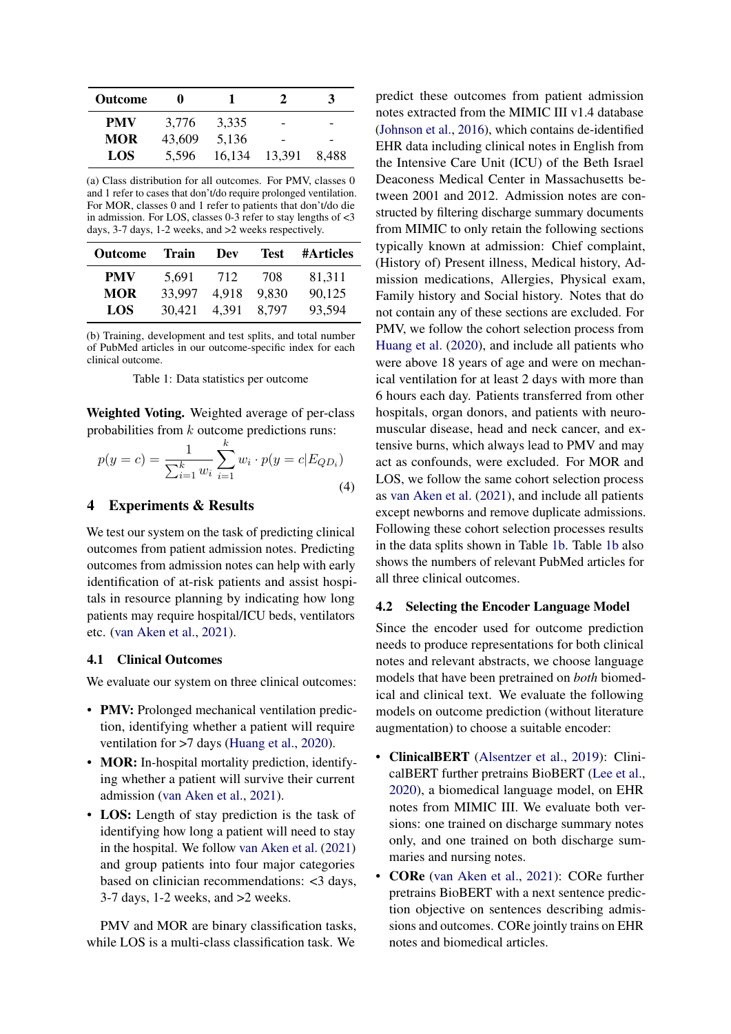| Outcome | 0 | 1 | 2 | 3 |
|---|---|---|---|---|
| PMV | 3,776 | 3,335 | - | - |
| MOR | 43,609 | 5,136 | - | - |
| LOS | 5,596 | 16,134 | 13,391 | 8,488 |

(a) Class distribution for all outcomes. For PMV, classes 0 and 1 refer to cases that don't/do require prolonged ventilation. For MOR, classes 0 and 1 refer to patients that don't/do die in admission. For LOS, classes 0-3 refer to stay lengths of <3 days, 3-7 days, 1-2 weeks, and >2 weeks respectively.

| Outcome | Train | Dev | Test | #Articles |
|---|---|---|---|---|
| PMV | 5,691 | 712 | 708 | 81,311 |
| MOR | 33,997 | 4,918 | 9,830 | 90,125 |
| LOS | 30,421 | 4,391 | 8,797 | 93,594 |

(b) Training, development and test splits, and total number of PubMed articles in our outcome-specific index for each clinical outcome.

Table 1: Data statistics per outcome

**Weighted Voting.** Weighted average of per-class probabilities from $k$ outcome predictions runs:

$$p(y = c) = \frac{1}{\sum_{i=1}^{k} w_i} \sum_{i=1}^{k} w_i \cdot p(y = c|E_{QD_i}) \tag{4}$$

## 4 Experiments & Results

We test our system on the task of predicting clinical outcomes from patient admission notes. Predicting outcomes from admission notes can help with early identification of at-risk patients and assist hospitals in resource planning by indicating how long patients may require hospital/ICU beds, ventilators etc. (van Aken et al., 2021).

### 4.1 Clinical Outcomes

We evaluate our system on three clinical outcomes:

- **PMV:** Prolonged mechanical ventilation prediction, identifying whether a patient will require ventilation for >7 days (Huang et al., 2020).
- **MOR:** In-hospital mortality prediction, identifying whether a patient will survive their current admission (van Aken et al., 2021).
- **LOS:** Length of stay prediction is the task of identifying how long a patient will need to stay in the hospital. We follow van Aken et al. (2021) and group patients into four major categories based on clinician recommendations: <3 days, 3-7 days, 1-2 weeks, and >2 weeks.

PMV and MOR are binary classification tasks, while LOS is a multi-class classification task. We predict these outcomes from patient admission notes extracted from the MIMIC III v1.4 database (Johnson et al., 2016), which contains de-identified EHR data including clinical notes in English from the Intensive Care Unit (ICU) of the Beth Israel Deaconess Medical Center in Massachusetts between 2001 and 2012. Admission notes are constructed by filtering discharge summary documents from MIMIC to only retain the following sections typically known at admission: Chief complaint, (History of) Present illness, Medical history, Admission medications, Allergies, Physical exam, Family history and Social history. Notes that do not contain any of these sections are excluded. For PMV, we follow the cohort selection process from Huang et al. (2020), and include all patients who were above 18 years of age and were on mechanical ventilation for at least 2 days with more than 6 hours each day. Patients transferred from other hospitals, organ donors, and patients with neuromuscular disease, head and neck cancer, and extensive burns, which always lead to PMV and may act as confounds, were excluded. For MOR and LOS, we follow the same cohort selection process as van Aken et al. (2021), and include all patients except newborns and remove duplicate admissions. Following these cohort selection processes results in the data splits shown in Table 1b. Table 1b also shows the numbers of relevant PubMed articles for all three clinical outcomes.

### 4.2 Selecting the Encoder Language Model

Since the encoder used for outcome prediction needs to produce representations for both clinical notes and relevant abstracts, we choose language models that have been pretrained on *both* biomedical and clinical text. We evaluate the following models on outcome prediction (without literature augmentation) to choose a suitable encoder:

- **ClinicalBERT** (Alsentzer et al., 2019): ClinicalBERT further pretrains BioBERT (Lee et al., 2020), a biomedical language model, on EHR notes from MIMIC III. We evaluate both versions: one trained on discharge summary notes only, and one trained on both discharge summaries and nursing notes.
- **CORe** (van Aken et al., 2021): CORe further pretrains BioBERT with a next sentence prediction objective on sentences describing admissions and outcomes. CORe jointly trains on EHR notes and biomedical articles.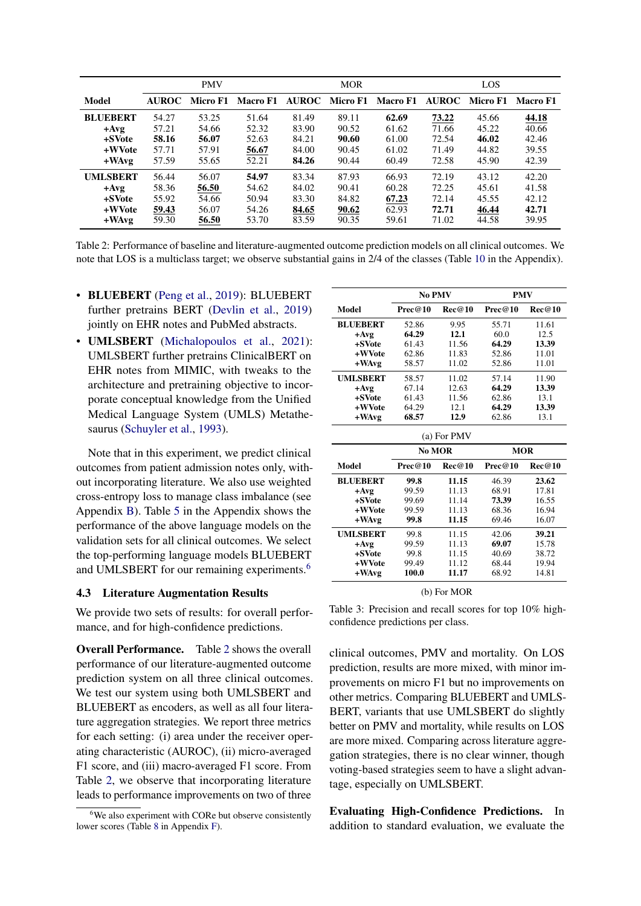| Model | PMV | | | MOR | | | LOS | | |
|---|---|---|---|---|---|---|---|---|---|
| | AUROC | Micro F1 | Macro F1 | AUROC | Micro F1 | Macro F1 | AUROC | Micro F1 | Macro F1 |
| **BLUEBERT** | 54.27 | 53.25 | 51.64 | 81.49 | 89.11 | **62.69** | **73.22** | 45.66 | **44.18** |
| **+Avg** | 57.21 | 54.66 | 52.32 | 83.90 | 90.52 | 61.62 | 71.66 | 45.22 | 40.66 |
| **+SVote** | **58.16** | **56.07** | 52.63 | 84.21 | **90.60** | 61.00 | 72.54 | **46.02** | 42.46 |
| **+WVote** | 57.71 | 57.91 | **56.67** | 84.00 | 90.45 | 61.02 | 71.49 | 44.82 | 39.55 |
| **+WAvg** | 57.59 | 55.65 | 52.21 | **84.26** | 90.44 | 60.49 | 72.58 | 45.90 | 42.39 |
| **UMLSBERT** | 56.44 | 56.07 | **54.97** | 83.34 | 87.93 | 66.93 | 72.19 | 43.12 | 42.20 |
| **+Avg** | 58.36 | **56.50** | 54.62 | 84.02 | 90.41 | 60.28 | 72.25 | 45.61 | 41.58 |
| **+SVote** | 55.92 | 54.66 | 50.94 | 83.30 | 84.82 | **67.23** | 72.14 | 45.55 | 42.12 |
| **+WVote** | **59.43** | 56.07 | 54.26 | **84.65** | **90.62** | 62.93 | **72.71** | **46.44** | **42.71** |
| **+WAvg** | 59.30 | **56.50** | 53.70 | 83.59 | 90.35 | 59.61 | 71.02 | 44.58 | 39.95 |

Table 2: Performance of baseline and literature-augmented outcome prediction models on all clinical outcomes. We note that LOS is a multiclass target; we observe substantial gains in 2/4 of the classes (Table 10 in the Appendix).

- **BLUEBERT** (Peng et al., 2019): BLUEBERT further pretrains BERT (Devlin et al., 2019) jointly on EHR notes and PubMed abstracts.
- **UMLSBERT** (Michalopoulos et al., 2021): UMLSBERT further pretrains ClinicalBERT on EHR notes from MIMIC, with tweaks to the architecture and pretraining objective to incorporate conceptual knowledge from the Unified Medical Language System (UMLS) Metathesaurus (Schuyler et al., 1993).

Note that in this experiment, we predict clinical outcomes from patient admission notes only, without incorporating literature. We also use weighted cross-entropy loss to manage class imbalance (see Appendix B). Table 5 in the Appendix shows the performance of the above language models on the validation sets for all clinical outcomes. We select the top-performing language models BLUEBERT and UMLSBERT for our remaining experiments.[6]

### 4.3 Literature Augmentation Results

We provide two sets of results: for overall performance, and for high-confidence predictions.

**Overall Performance.** Table 2 shows the overall performance of our literature-augmented outcome prediction system on all three clinical outcomes. We test our system using both UMLSBERT and BLUEBERT as encoders, as well as all four literature aggregation strategies. We report three metrics for each setting: (i) area under the receiver operating characteristic (AUROC), (ii) micro-averaged F1 score, and (iii) macro-averaged F1 score. From Table 2, we observe that incorporating literature leads to performance improvements on two of three clinical outcomes, PMV and mortality. On LOS prediction, results are more mixed, with minor improvements on micro F1 but no improvements on other metrics. Comparing BLUEBERT and UMLSBERT, variants that use UMLSBERT do slightly better on PMV and mortality, while results on LOS are more mixed. Comparing across literature aggregation strategies, there is no clear winner, though voting-based strategies seem to have a slight advantage, especially on UMLSBERT.

| Model | No PMV | | PMV | |
|---|---|---|---|---|
| | Prec@10 | Rec@10 | Prec@10 | Rec@10 |
| **BLUEBERT** | 52.86 | 9.95 | 55.71 | 11.61 |
| **+Avg** | **64.29** | **12.1** | 60.0 | 12.5 |
| **+SVote** | 61.43 | 11.56 | **64.29** | **13.39** |
| **+WVote** | 62.86 | 11.83 | 52.86 | 11.01 |
| **+WAvg** | 58.57 | 11.02 | 52.86 | 11.01 |
| **UMLSBERT** | 58.57 | 11.02 | 57.14 | 11.90 |
| **+Avg** | 67.14 | 12.63 | **64.29** | **13.39** |
| **+SVote** | 61.43 | 11.56 | 62.86 | 13.1 |
| **+WVote** | 64.29 | 12.1 | **64.29** | **13.39** |
| **+WAvg** | **68.57** | **12.9** | 62.86 | 13.1 |

(a) For PMV

| Model | No MOR | | MOR | |
|---|---|---|---|---|
| | Prec@10 | Rec@10 | Prec@10 | Rec@10 |
| **BLUEBERT** | **99.8** | **11.15** | 46.39 | **23.62** |
| **+Avg** | 99.59 | 11.13 | 68.91 | 17.81 |
| **+SVote** | 99.69 | 11.14 | **73.39** | 16.55 |
| **+WVote** | 99.59 | 11.13 | 68.36 | 16.94 |
| **+WAvg** | **99.8** | **11.15** | 69.46 | 16.07 |
| **UMLSBERT** | 99.8 | 11.15 | 42.06 | **39.21** |
| **+Avg** | 99.59 | 11.13 | **69.07** | 15.78 |
| **+SVote** | 99.8 | 11.15 | 40.69 | 38.72 |
| **+WVote** | 99.49 | 11.12 | 68.44 | 19.94 |
| **+WAvg** | **100.0** | **11.17** | 68.92 | 14.81 |

(b) For MOR

Table 3: Precision and recall scores for top 10% high-confidence predictions per class.

**Evaluating High-Confidence Predictions.** In addition to standard evaluation, we evaluate the

[6] We also experiment with CORe but observe consistently lower scores (Table 8 in Appendix F).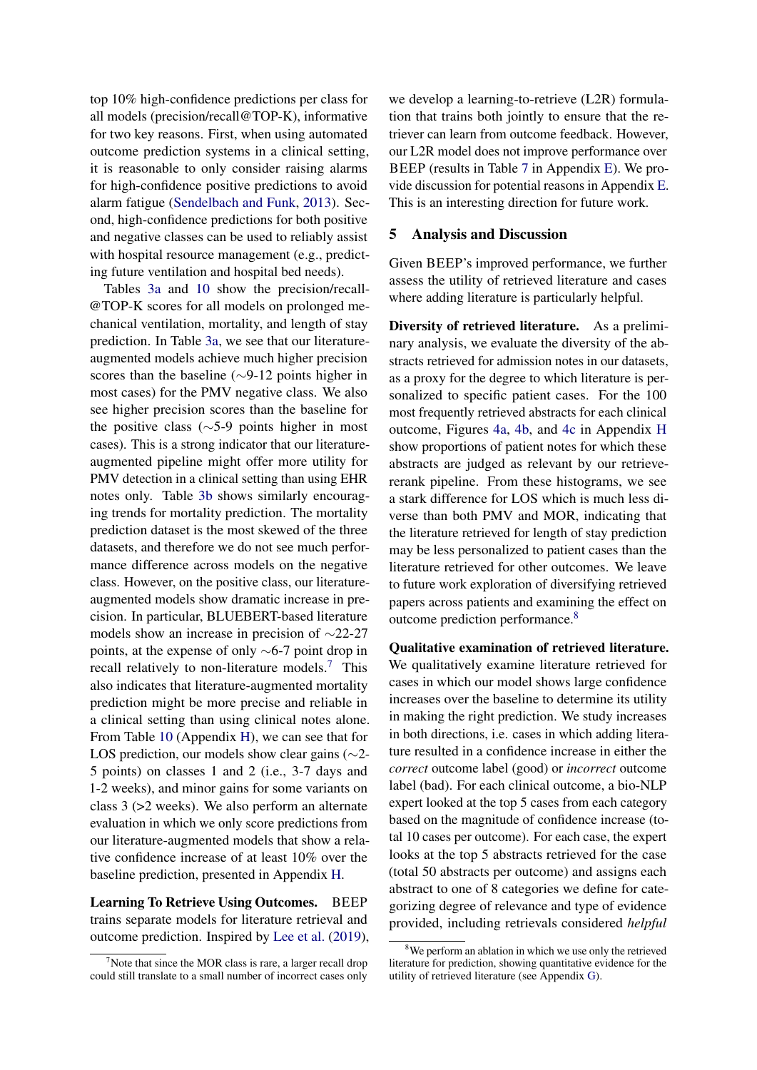top 10% high-confidence predictions per class for all models (precision/recall@TOP-K), informative for two key reasons. First, when using automated outcome prediction systems in a clinical setting, it is reasonable to only consider raising alarms for high-confidence positive predictions to avoid alarm fatigue (Sendelbach and Funk, 2013). Second, high-confidence predictions for both positive and negative classes can be used to reliably assist with hospital resource management (e.g., predicting future ventilation and hospital bed needs).

Tables 3a and 10 show the precision/recall-@TOP-K scores for all models on prolonged mechanical ventilation, mortality, and length of stay prediction. In Table 3a, we see that our literature-augmented models achieve much higher precision scores than the baseline (∼9-12 points higher in most cases) for the PMV negative class. We also see higher precision scores than the baseline for the positive class (∼5-9 points higher in most cases). This is a strong indicator that our literature-augmented pipeline might offer more utility for PMV detection in a clinical setting than using EHR notes only. Table 3b shows similarly encouraging trends for mortality prediction. The mortality prediction dataset is the most skewed of the three datasets, and therefore we do not see much performance difference across models on the negative class. However, on the positive class, our literature-augmented models show dramatic increase in precision. In particular, BLUEBERT-based literature models show an increase in precision of ∼22-27 points, at the expense of only ∼6-7 point drop in recall relatively to non-literature models.[7] This also indicates that literature-augmented mortality prediction might be more precise and reliable in a clinical setting than using clinical notes alone. From Table 10 (Appendix H), we can see that for LOS prediction, our models show clear gains (∼2-5 points) on classes 1 and 2 (i.e., 3-7 days and 1-2 weeks), and minor gains for some variants on class 3 (>2 weeks). We also perform an alternate evaluation in which we only score predictions from our literature-augmented models that show a relative confidence increase of at least 10% over the baseline prediction, presented in Appendix H.

**Learning To Retrieve Using Outcomes.** BEEP trains separate models for literature retrieval and outcome prediction. Inspired by Lee et al. (2019), we develop a learning-to-retrieve (L2R) formulation that trains both jointly to ensure that the retriever can learn from outcome feedback. However, our L2R model does not improve performance over BEEP (results in Table 7 in Appendix E). We provide discussion for potential reasons in Appendix E. This is an interesting direction for future work.

## 5 Analysis and Discussion

Given BEEP's improved performance, we further assess the utility of retrieved literature and cases where adding literature is particularly helpful.

**Diversity of retrieved literature.** As a preliminary analysis, we evaluate the diversity of the abstracts retrieved for admission notes in our datasets, as a proxy for the degree to which literature is personalized to specific patient cases. For the 100 most frequently retrieved abstracts for each clinical outcome, Figures 4a, 4b, and 4c in Appendix H show proportions of patient notes for which these abstracts are judged as relevant by our retrieve-rerank pipeline. From these histograms, we see a stark difference for LOS which is much less diverse than both PMV and MOR, indicating that the literature retrieved for length of stay prediction may be less personalized to patient cases than the literature retrieved for other outcomes. We leave to future work exploration of diversifying retrieved papers across patients and examining the effect on outcome prediction performance.[8]

**Qualitative examination of retrieved literature.** We qualitatively examine literature retrieved for cases in which our model shows large confidence increases over the baseline to determine its utility in making the right prediction. We study increases in both directions, i.e. cases in which adding literature resulted in a confidence increase in either the *correct* outcome label (good) or *incorrect* outcome label (bad). For each clinical outcome, a bio-NLP expert looked at the top 5 cases from each category based on the magnitude of confidence increase (total 10 cases per outcome). For each case, the expert looks at the top 5 abstracts retrieved for the case (total 50 abstracts per outcome) and assigns each abstract to one of 8 categories we define for categorizing degree of relevance and type of evidence provided, including retrievals considered *helpful*

[7] Note that since the MOR class is rare, a larger recall drop could still translate to a small number of incorrect cases only

[8] We perform an ablation in which we use only the retrieved literature for prediction, showing quantitative evidence for the utility of retrieved literature (see Appendix G).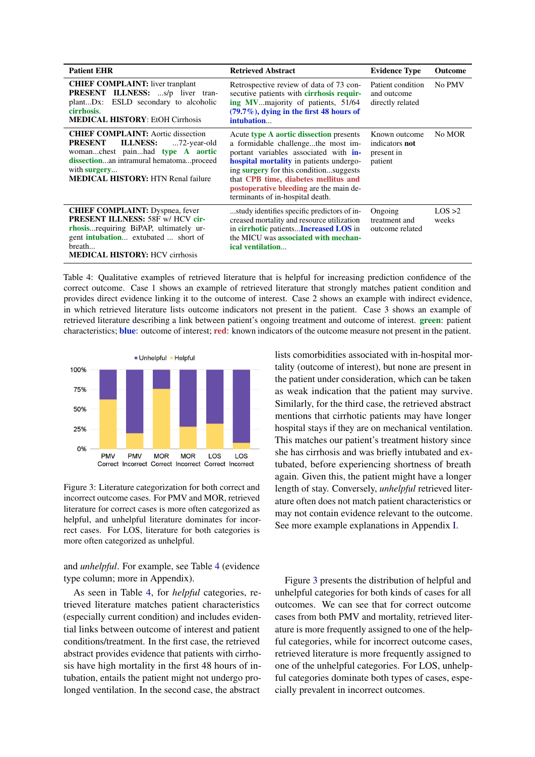| Patient EHR | Retrieved Abstract | Evidence Type | Outcome |
|---|---|---|---|
| **CHIEF COMPLAINT:** liver tranplant **PRESENT ILLNESS:** ...s/p liver transplant...Dx: ESLD secondary to alcoholic **cirrhosis**. **MEDICAL HISTORY**: EtOH Cirrhosis | Retrospective review of data of 73 consecutive patients with **cirrhosis requiring MV**...majority of patients, 51/64 **(79.7%), dying in the first 48 hours of intubation**... | Patient condition and outcome directly related | No PMV |
| **CHIEF COMPLAINT:** Aortic dissection **PRESENT ILLNESS:** ...72-year-old woman...chest pain...had **type A aortic dissection**...an intramural hematoma...proceed with **surgery**... **MEDICAL HISTORY:** HTN Renal failure | Acute **type A aortic dissection** presents a formidable challenge...the most important variables associated with **in-hospital mortality** in patients undergoing **surgery** for this condition...suggests that **CPB time, diabetes mellitus and postoperative bleeding** are the main determinants of in-hospital death. | Known outcome indicators **not** present in patient | No MOR |
| **CHIEF COMPLAINT:** Dyspnea, fever **PRESENT ILLNESS:** 58F w/ HCV **cirrhosis**...requiring BiPAP, ultimately urgent **intubation**... extubated ... short of breath... **MEDICAL HISTORY:** HCV cirrhosis | ...study identifies specific predictors of increased mortality and resource utilization in **cirrhotic** patients...**Increased LOS** in the MICU was **associated with mechanical ventilation**... | Ongoing treatment and outcome related | LOS >2 weeks |

Table 4: Qualitative examples of retrieved literature that is helpful for increasing prediction confidence of the correct outcome. Case 1 shows an example of retrieved literature that strongly matches patient condition and provides direct evidence linking it to the outcome of interest. Case 2 shows an example with indirect evidence, in which retrieved literature lists outcome indicators not present in the patient. Case 3 shows an example of retrieved literature describing a link between patient's ongoing treatment and outcome of interest. **green**: patient characteristics; **blue**: outcome of interest; **red**: known indicators of the outcome measure not present in the patient.

Figure 3: Literature categorization for both correct and incorrect outcome cases. For PMV and MOR, retrieved literature for correct cases is more often categorized as helpful, and unhelpful literature dominates for incorrect cases. For LOS, literature for both categories is more often categorized as unhelpful.

and *unhelpful*. For example, see Table 4 (evidence type column; more in Appendix).

As seen in Table 4, for *helpful* categories, retrieved literature matches patient characteristics (especially current condition) and includes evidential links between outcome of interest and patient conditions/treatment. In the first case, the retrieved abstract provides evidence that patients with cirrhosis have high mortality in the first 48 hours of intubation, entails the patient might not undergo prolonged ventilation. In the second case, the abstract lists comorbidities associated with in-hospital mortality (outcome of interest), but none are present in the patient under consideration, which can be taken as weak indication that the patient may survive. Similarly, for the third case, the retrieved abstract mentions that cirrhotic patients may have longer hospital stays if they are on mechanical ventilation. This matches our patient's treatment history since she has cirrhosis and was briefly intubated and extubated, before experiencing shortness of breath again. Given this, the patient might have a longer length of stay. Conversely, *unhelpful* retrieved literature often does not match patient characteristics or may not contain evidence relevant to the outcome. See more example explanations in Appendix I.

Figure 3 presents the distribution of helpful and unhelpful categories for both kinds of cases for all outcomes. We can see that for correct outcome cases from both PMV and mortality, retrieved literature is more frequently assigned to one of the helpful categories, while for incorrect outcome cases, retrieved literature is more frequently assigned to one of the unhelpful categories. For LOS, unhelpful categories dominate both types of cases, especially prevalent in incorrect outcomes.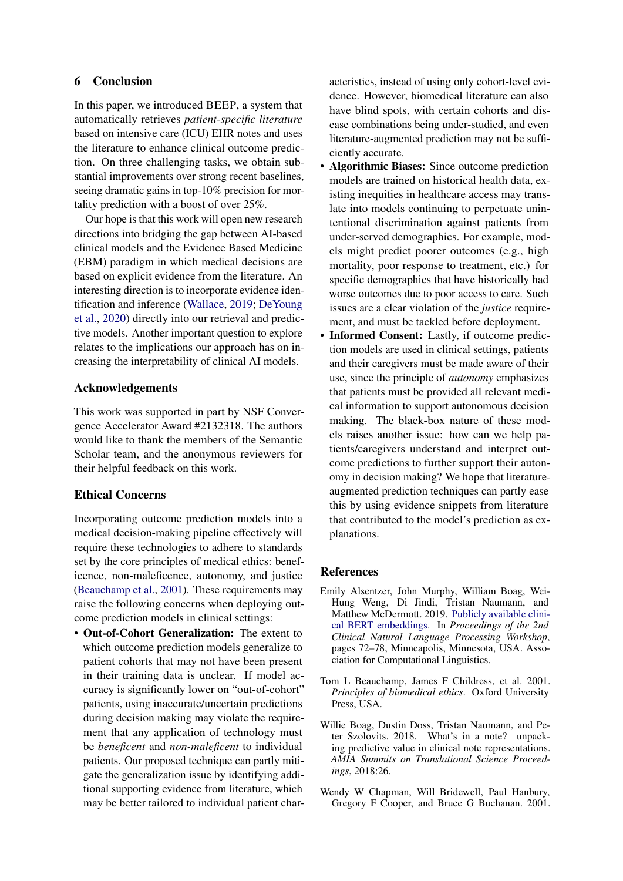## 6 Conclusion

In this paper, we introduced BEEP, a system that automatically retrieves *patient-specific literature* based on intensive care (ICU) EHR notes and uses the literature to enhance clinical outcome prediction. On three challenging tasks, we obtain substantial improvements over strong recent baselines, seeing dramatic gains in top-10% precision for mortality prediction with a boost of over 25%.

Our hope is that this work will open new research directions into bridging the gap between AI-based clinical models and the Evidence Based Medicine (EBM) paradigm in which medical decisions are based on explicit evidence from the literature. An interesting direction is to incorporate evidence identification and inference (Wallace, 2019; DeYoung et al., 2020) directly into our retrieval and predictive models. Another important question to explore relates to the implications our approach has on increasing the interpretability of clinical AI models.

## Acknowledgements

This work was supported in part by NSF Convergence Accelerator Award #2132318. The authors would like to thank the members of the Semantic Scholar team, and the anonymous reviewers for their helpful feedback on this work.

## Ethical Concerns

Incorporating outcome prediction models into a medical decision-making pipeline effectively will require these technologies to adhere to standards set by the core principles of medical ethics: beneficence, non-maleficence, autonomy, and justice (Beauchamp et al., 2001). These requirements may raise the following concerns when deploying outcome prediction models in clinical settings:

- **Out-of-Cohort Generalization:** The extent to which outcome prediction models generalize to patient cohorts that may not have been present in their training data is unclear. If model accuracy is significantly lower on "out-of-cohort" patients, using inaccurate/uncertain predictions during decision making may violate the requirement that any application of technology must be *beneficent* and *non-maleficent* to individual patients. Our proposed technique can partly mitigate the generalization issue by identifying additional supporting evidence from literature, which may be better tailored to individual patient characteristics, instead of using only cohort-level evidence. However, biomedical literature can also have blind spots, with certain cohorts and disease combinations being under-studied, and even literature-augmented prediction may not be sufficiently accurate.
- **Algorithmic Biases:** Since outcome prediction models are trained on historical health data, existing inequities in healthcare access may translate into models continuing to perpetuate unintentional discrimination against patients from under-served demographics. For example, models might predict poorer outcomes (e.g., high mortality, poor response to treatment, etc.) for specific demographics that have historically had worse outcomes due to poor access to care. Such issues are a clear violation of the *justice* requirement, and must be tackled before deployment.
- **Informed Consent:** Lastly, if outcome prediction models are used in clinical settings, patients and their caregivers must be made aware of their use, since the principle of *autonomy* emphasizes that patients must be provided all relevant medical information to support autonomous decision making. The black-box nature of these models raises another issue: how can we help patients/caregivers understand and interpret outcome predictions to further support their autonomy in decision making? We hope that literature-augmented prediction techniques can partly ease this by using evidence snippets from literature that contributed to the model's prediction as explanations.

## References

Emily Alsentzer, John Murphy, William Boag, Wei-Hung Weng, Di Jindi, Tristan Naumann, and Matthew McDermott. 2019. Publicly available clinical BERT embeddings. In *Proceedings of the 2nd Clinical Natural Language Processing Workshop*, pages 72–78, Minneapolis, Minnesota, USA. Association for Computational Linguistics.

Tom L Beauchamp, James F Childress, et al. 2001. *Principles of biomedical ethics*. Oxford University Press, USA.

Willie Boag, Dustin Doss, Tristan Naumann, and Peter Szolovits. 2018. What's in a note? unpacking predictive value in clinical note representations. *AMIA Summits on Translational Science Proceedings*, 2018:26.

Wendy W Chapman, Will Bridewell, Paul Hanbury, Gregory F Cooper, and Bruce G Buchanan. 2001.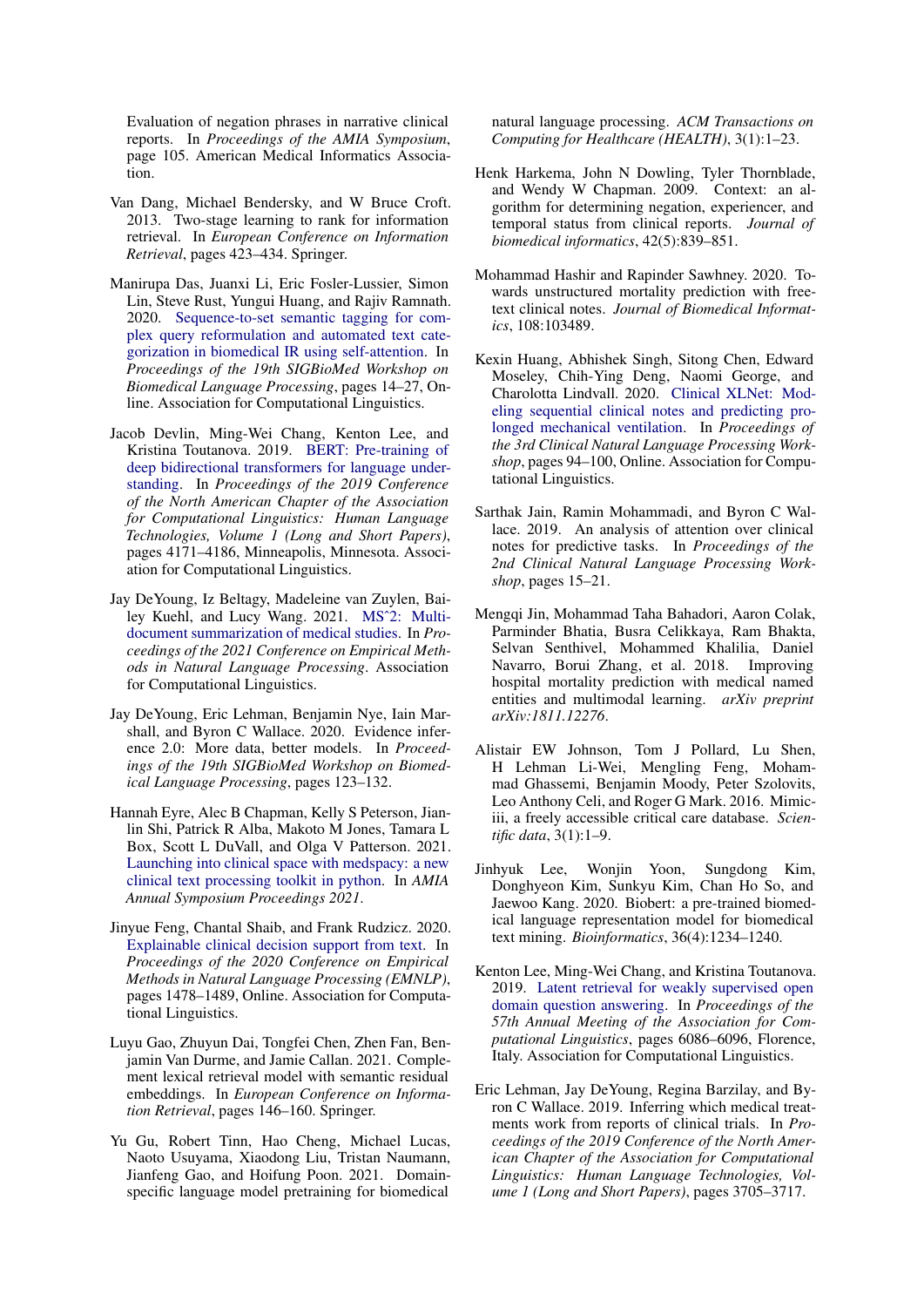Evaluation of negation phrases in narrative clinical reports. In *Proceedings of the AMIA Symposium*, page 105. American Medical Informatics Association.

Van Dang, Michael Bendersky, and W Bruce Croft. 2013. Two-stage learning to rank for information retrieval. In *European Conference on Information Retrieval*, pages 423–434. Springer.

Manirupa Das, Juanxi Li, Eric Fosler-Lussier, Simon Lin, Steve Rust, Yungui Huang, and Rajiv Ramnath. 2020. Sequence-to-set semantic tagging for complex query reformulation and automated text categorization in biomedical IR using self-attention. In *Proceedings of the 19th SIGBioMed Workshop on Biomedical Language Processing*, pages 14–27, Online. Association for Computational Linguistics.

Jacob Devlin, Ming-Wei Chang, Kenton Lee, and Kristina Toutanova. 2019. BERT: Pre-training of deep bidirectional transformers for language understanding. In *Proceedings of the 2019 Conference of the North American Chapter of the Association for Computational Linguistics: Human Language Technologies, Volume 1 (Long and Short Papers)*, pages 4171–4186, Minneapolis, Minnesota. Association for Computational Linguistics.

Jay DeYoung, Iz Beltagy, Madeleine van Zuylen, Bailey Kuehl, and Lucy Wang. 2021. MS^2: Multi-document summarization of medical studies. In *Proceedings of the 2021 Conference on Empirical Methods in Natural Language Processing*. Association for Computational Linguistics.

Jay DeYoung, Eric Lehman, Benjamin Nye, Iain Marshall, and Byron C Wallace. 2020. Evidence inference 2.0: More data, better models. In *Proceedings of the 19th SIGBioMed Workshop on Biomedical Language Processing*, pages 123–132.

Hannah Eyre, Alec B Chapman, Kelly S Peterson, Jianlin Shi, Patrick R Alba, Makoto M Jones, Tamara L Box, Scott L DuVall, and Olga V Patterson. 2021. Launching into clinical space with medspacy: a new clinical text processing toolkit in python. In *AMIA Annual Symposium Proceedings 2021*.

Jinyue Feng, Chantal Shaib, and Frank Rudzicz. 2020. Explainable clinical decision support from text. In *Proceedings of the 2020 Conference on Empirical Methods in Natural Language Processing (EMNLP)*, pages 1478–1489, Online. Association for Computational Linguistics.

Luyu Gao, Zhuyun Dai, Tongfei Chen, Zhen Fan, Benjamin Van Durme, and Jamie Callan. 2021. Complement lexical retrieval model with semantic residual embeddings. In *European Conference on Information Retrieval*, pages 146–160. Springer.

Yu Gu, Robert Tinn, Hao Cheng, Michael Lucas, Naoto Usuyama, Xiaodong Liu, Tristan Naumann, Jianfeng Gao, and Hoifung Poon. 2021. Domain-specific language model pretraining for biomedical natural language processing. *ACM Transactions on Computing for Healthcare (HEALTH)*, 3(1):1–23.

Henk Harkema, John N Dowling, Tyler Thornblade, and Wendy W Chapman. 2009. Context: an algorithm for determining negation, experiencer, and temporal status from clinical reports. *Journal of biomedical informatics*, 42(5):839–851.

Mohammad Hashir and Rapinder Sawhney. 2020. Towards unstructured mortality prediction with free-text clinical notes. *Journal of Biomedical Informatics*, 108:103489.

Kexin Huang, Abhishek Singh, Sitong Chen, Edward Moseley, Chih-Ying Deng, Naomi George, and Charolotta Lindvall. 2020. Clinical XLNet: Modeling sequential clinical notes and predicting prolonged mechanical ventilation. In *Proceedings of the 3rd Clinical Natural Language Processing Workshop*, pages 94–100, Online. Association for Computational Linguistics.

Sarthak Jain, Ramin Mohammadi, and Byron C Wallace. 2019. An analysis of attention over clinical notes for predictive tasks. In *Proceedings of the 2nd Clinical Natural Language Processing Workshop*, pages 15–21.

Mengqi Jin, Mohammad Taha Bahadori, Aaron Colak, Parminder Bhatia, Busra Celikkaya, Ram Bhakta, Selvan Senthivel, Mohammed Khalilia, Daniel Navarro, Borui Zhang, et al. 2018. Improving hospital mortality prediction with medical named entities and multimodal learning. *arXiv preprint arXiv:1811.12276*.

Alistair EW Johnson, Tom J Pollard, Lu Shen, H Lehman Li-Wei, Mengling Feng, Mohammad Ghassemi, Benjamin Moody, Peter Szolovits, Leo Anthony Celi, and Roger G Mark. 2016. Mimic-iii, a freely accessible critical care database. *Scientific data*, 3(1):1–9.

Jinhyuk Lee, Wonjin Yoon, Sungdong Kim, Donghyeon Kim, Sunkyu Kim, Chan Ho So, and Jaewoo Kang. 2020. Biobert: a pre-trained biomedical language representation model for biomedical text mining. *Bioinformatics*, 36(4):1234–1240.

Kenton Lee, Ming-Wei Chang, and Kristina Toutanova. 2019. Latent retrieval for weakly supervised open domain question answering. In *Proceedings of the 57th Annual Meeting of the Association for Computational Linguistics*, pages 6086–6096, Florence, Italy. Association for Computational Linguistics.

Eric Lehman, Jay DeYoung, Regina Barzilay, and Byron C Wallace. 2019. Inferring which medical treatments work from reports of clinical trials. In *Proceedings of the 2019 Conference of the North American Chapter of the Association for Computational Linguistics: Human Language Technologies, Volume 1 (Long and Short Papers)*, pages 3705–3717.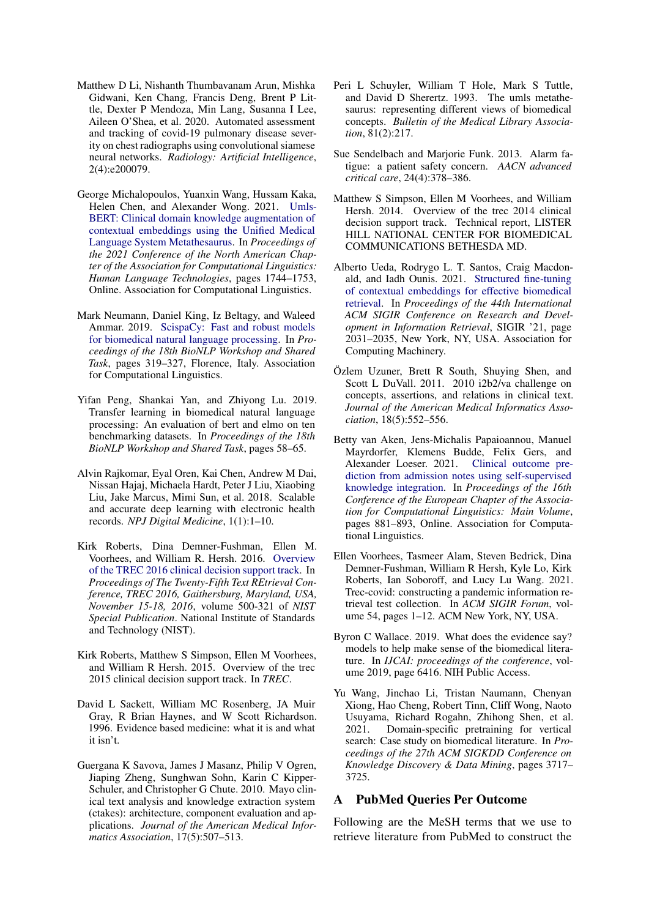Matthew D Li, Nishanth Thumbavanam Arun, Mishka Gidwani, Ken Chang, Francis Deng, Brent P Little, Dexter P Mendoza, Min Lang, Susanna I Lee, Aileen O'Shea, et al. 2020. Automated assessment and tracking of covid-19 pulmonary disease severity on chest radiographs using convolutional siamese neural networks. *Radiology: Artificial Intelligence*, 2(4):e200079.

George Michalopoulos, Yuanxin Wang, Hussam Kaka, Helen Chen, and Alexander Wong. 2021. Umls-BERT: Clinical domain knowledge augmentation of contextual embeddings using the Unified Medical Language System Metathesaurus. In *Proceedings of the 2021 Conference of the North American Chapter of the Association for Computational Linguistics: Human Language Technologies*, pages 1744–1753, Online. Association for Computational Linguistics.

Mark Neumann, Daniel King, Iz Beltagy, and Waleed Ammar. 2019. ScispaCy: Fast and robust models for biomedical natural language processing. In *Proceedings of the 18th BioNLP Workshop and Shared Task*, pages 319–327, Florence, Italy. Association for Computational Linguistics.

Yifan Peng, Shankai Yan, and Zhiyong Lu. 2019. Transfer learning in biomedical natural language processing: An evaluation of bert and elmo on ten benchmarking datasets. In *Proceedings of the 18th BioNLP Workshop and Shared Task*, pages 58–65.

Alvin Rajkomar, Eyal Oren, Kai Chen, Andrew M Dai, Nissan Hajaj, Michaela Hardt, Peter J Liu, Xiaobing Liu, Jake Marcus, Mimi Sun, et al. 2018. Scalable and accurate deep learning with electronic health records. *NPJ Digital Medicine*, 1(1):1–10.

Kirk Roberts, Dina Demner-Fushman, Ellen M. Voorhees, and William R. Hersh. 2016. Overview of the TREC 2016 clinical decision support track. In *Proceedings of The Twenty-Fifth Text REtrieval Conference, TREC 2016, Gaithersburg, Maryland, USA, November 15-18, 2016*, volume 500-321 of *NIST Special Publication*. National Institute of Standards and Technology (NIST).

Kirk Roberts, Matthew S Simpson, Ellen M Voorhees, and William R Hersh. 2015. Overview of the trec 2015 clinical decision support track. In *TREC*.

David L Sackett, William MC Rosenberg, JA Muir Gray, R Brian Haynes, and W Scott Richardson. 1996. Evidence based medicine: what it is and what it isn't.

Guergana K Savova, James J Masanz, Philip V Ogren, Jiaping Zheng, Sunghwan Sohn, Karin C Kipper-Schuler, and Christopher G Chute. 2010. Mayo clinical text analysis and knowledge extraction system (ctakes): architecture, component evaluation and applications. *Journal of the American Medical Informatics Association*, 17(5):507–513.

Peri L Schuyler, William T Hole, Mark S Tuttle, and David D Sherertz. 1993. The umls metathesaurus: representing different views of biomedical concepts. *Bulletin of the Medical Library Association*, 81(2):217.

Sue Sendelbach and Marjorie Funk. 2013. Alarm fatigue: a patient safety concern. *AACN advanced critical care*, 24(4):378–386.

Matthew S Simpson, Ellen M Voorhees, and William Hersh. 2014. Overview of the trec 2014 clinical decision support track. Technical report, LISTER HILL NATIONAL CENTER FOR BIOMEDICAL COMMUNICATIONS BETHESDA MD.

Alberto Ueda, Rodrygo L. T. Santos, Craig Macdonald, and Iadh Ounis. 2021. Structured fine-tuning of contextual embeddings for effective biomedical retrieval. In *Proceedings of the 44th International ACM SIGIR Conference on Research and Development in Information Retrieval*, SIGIR '21, page 2031–2035, New York, NY, USA. Association for Computing Machinery.

Özlem Uzuner, Brett R South, Shuying Shen, and Scott L DuVall. 2011. 2010 i2b2/va challenge on concepts, assertions, and relations in clinical text. *Journal of the American Medical Informatics Association*, 18(5):552–556.

Betty van Aken, Jens-Michalis Papaioannou, Manuel Mayrdorfer, Klemens Budde, Felix Gers, and Alexander Loeser. 2021. Clinical outcome prediction from admission notes using self-supervised knowledge integration. In *Proceedings of the 16th Conference of the European Chapter of the Association for Computational Linguistics: Main Volume*, pages 881–893, Online. Association for Computational Linguistics.

Ellen Voorhees, Tasmeer Alam, Steven Bedrick, Dina Demner-Fushman, William R Hersh, Kyle Lo, Kirk Roberts, Ian Soboroff, and Lucy Lu Wang. 2021. Trec-covid: constructing a pandemic information retrieval test collection. In *ACM SIGIR Forum*, volume 54, pages 1–12. ACM New York, NY, USA.

Byron C Wallace. 2019. What does the evidence say? models to help make sense of the biomedical literature. In *IJCAI: proceedings of the conference*, volume 2019, page 6416. NIH Public Access.

Yu Wang, Jinchao Li, Tristan Naumann, Chenyan Xiong, Hao Cheng, Robert Tinn, Cliff Wong, Naoto Usuyama, Richard Rogahn, Zhihong Shen, et al. 2021. Domain-specific pretraining for vertical search: Case study on biomedical literature. In *Proceedings of the 27th ACM SIGKDD Conference on Knowledge Discovery & Data Mining*, pages 3717–3725.

## A PubMed Queries Per Outcome

Following are the MeSH terms that we use to retrieve literature from PubMed to construct the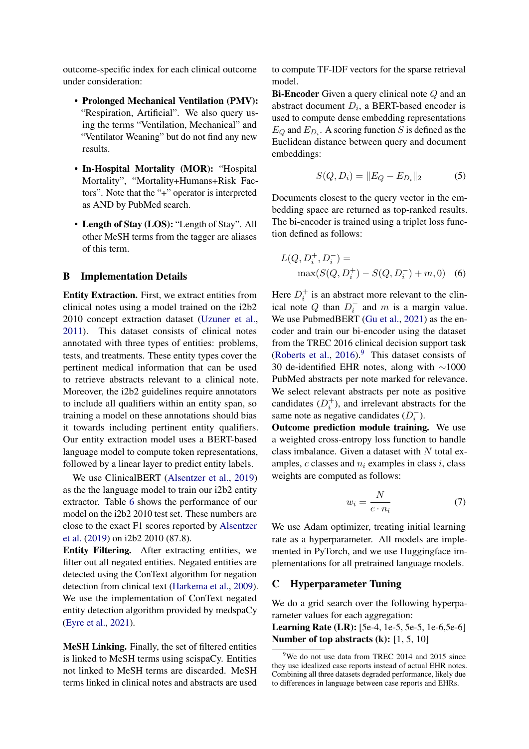outcome-specific index for each clinical outcome under consideration:

- **Prolonged Mechanical Ventilation (PMV):** "Respiration, Artificial". We also query using the terms "Ventilation, Mechanical" and "Ventilator Weaning" but do not find any new results.
- **In-Hospital Mortality (MOR):** "Hospital Mortality", "Mortality+Humans+Risk Factors". Note that the "+" operator is interpreted as AND by PubMed search.
- **Length of Stay (LOS):** "Length of Stay". All other MeSH terms from the tagger are aliases of this term.

## B Implementation Details

**Entity Extraction.** First, we extract entities from clinical notes using a model trained on the i2b2 2010 concept extraction dataset (Uzuner et al., 2011). This dataset consists of clinical notes annotated with three types of entities: problems, tests, and treatments. These entity types cover the pertinent medical information that can be used to retrieve abstracts relevant to a clinical note. Moreover, the i2b2 guidelines require annotators to include all qualifiers within an entity span, so training a model on these annotations should bias it towards including pertinent entity qualifiers. Our entity extraction model uses a BERT-based language model to compute token representations, followed by a linear layer to predict entity labels.

We use ClinicalBERT (Alsentzer et al., 2019) as the the language model to train our i2b2 entity extractor. Table 6 shows the performance of our model on the i2b2 2010 test set. These numbers are close to the exact F1 scores reported by Alsentzer et al. (2019) on i2b2 2010 (87.8).

**Entity Filtering.** After extracting entities, we filter out all negated entities. Negated entities are detected using the ConText algorithm for negation detection from clinical text (Harkema et al., 2009). We use the implementation of ConText negated entity detection algorithm provided by medspaCy (Eyre et al., 2021).

**MeSH Linking.** Finally, the set of filtered entities is linked to MeSH terms using scispaCy. Entities not linked to MeSH terms are discarded. MeSH terms linked in clinical notes and abstracts are used to compute TF-IDF vectors for the sparse retrieval model.

**Bi-Encoder** Given a query clinical note $Q$ and an abstract document $D_i$, a BERT-based encoder is used to compute dense embedding representations $E_Q$ and $E_{D_i}$. A scoring function $S$ is defined as the Euclidean distance between query and document embeddings:

$$S(Q, D_i) = \|E_Q - E_{D_i}\|_2 \quad (5)$$

Documents closest to the query vector in the embedding space are returned as top-ranked results. The bi-encoder is trained using a triplet loss function defined as follows:

$$L(Q, D_i^+, D_i^-) = \max(S(Q, D_i^+) - S(Q, D_i^-) + m, 0) \quad (6)$$

Here $D_i^+$ is an abstract more relevant to the clinical note $Q$ than $D_i^-$ and $m$ is a margin value. We use PubmedBERT (Gu et al., 2021) as the encoder and train our bi-encoder using the dataset from the TREC 2016 clinical decision support task (Roberts et al., 2016).[9] This dataset consists of 30 de-identified EHR notes, along with ~1000 PubMed abstracts per note marked for relevance. We select relevant abstracts per note as positive candidates ($D_i^+$), and irrelevant abstracts for the same note as negative candidates ($D_i^-$).

**Outcome prediction module training.** We use a weighted cross-entropy loss function to handle class imbalance. Given a dataset with $N$ total examples, $c$ classes and $n_i$ examples in class $i$, class weights are computed as follows:

$$w_i = \frac{N}{c \cdot n_i} \quad (7)$$

We use Adam optimizer, treating initial learning rate as a hyperparameter. All models are implemented in PyTorch, and we use Huggingface implementations for all pretrained language models.

## C Hyperparameter Tuning

We do a grid search over the following hyperparameter values for each aggregation:
**Learning Rate (LR):** [5e-4, 1e-5, 5e-5, 1e-6,5e-6]
**Number of top abstracts (k):** [1, 5, 10]

[9] We do not use data from TREC 2014 and 2015 since they use idealized case reports instead of actual EHR notes. Combining all three datasets degraded performance, likely due to differences in language between case reports and EHRs.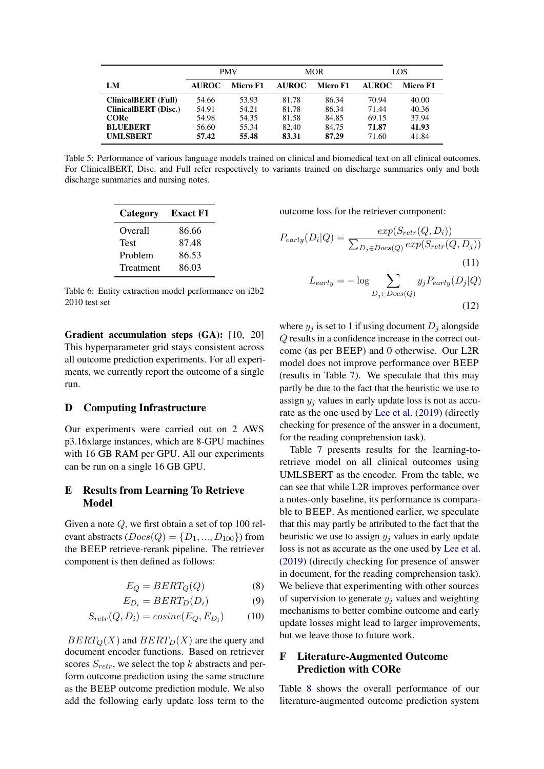| LM | PMV | | MOR | | LOS | |
|---|---|---|---|---|---|---|
| | **AUROC** | **Micro F1** | **AUROC** | **Micro F1** | **AUROC** | **Micro F1** |
| **ClinicalBERT (Full)** | 54.66 | 53.93 | 81.78 | 86.34 | 70.94 | 40.00 |
| **ClinicalBERT (Disc.)** | 54.91 | 54.21 | 81.78 | 86.34 | 71.44 | 40.36 |
| **CORe** | 54.98 | 54.35 | 81.58 | 84.85 | 69.15 | 37.94 |
| **BLUEBERT** | 56.60 | 55.34 | 82.40 | 84.75 | **71.87** | **41.93** |
| **UMLSBERT** | **57.42** | **55.48** | **83.31** | **87.29** | 71.60 | 41.84 |

Table 5: Performance of various language models trained on clinical and biomedical text on all clinical outcomes. For ClinicalBERT, Disc. and Full refer respectively to variants trained on discharge summaries only and both discharge summaries and nursing notes.

| Category | Exact F1 |
|---|---|
| Overall | 86.66 |
| Test | 87.48 |
| Problem | 86.53 |
| Treatment | 86.03 |

Table 6: Entity extraction model performance on i2b2 2010 test set

**Gradient accumulation steps (GA):** [10, 20] This hyperparameter grid stays consistent across all outcome prediction experiments. For all experiments, we currently report the outcome of a single run.

## D Computing Infrastructure

Our experiments were carried out on 2 AWS p3.16xlarge instances, which are 8-GPU machines with 16 GB RAM per GPU. All our experiments can be run on a single 16 GB GPU.

## E Results from Learning To Retrieve Model

Given a note $Q$, we first obtain a set of top 100 relevant abstracts ($Docs(Q) = \{D_1, ..., D_{100}\}$) from the BEEP retrieve-rerank pipeline. The retriever component is then defined as follows:

$$E_Q = BERT_Q(Q) \tag{8}$$

$$E_{D_i} = BERT_D(D_i) \tag{9}$$

$$S_{retr}(Q, D_i) = cosine(E_Q, E_{D_i}) \tag{10}$$

$BERT_Q(X)$ and $BERT_D(X)$ are the query and document encoder functions. Based on retriever scores $S_{retr}$, we select the top $k$ abstracts and perform outcome prediction using the same structure as the BEEP outcome prediction module. We also add the following early update loss term to the outcome loss for the retriever component:

$$P_{early}(D_i|Q) = \frac{exp(S_{retr}(Q, D_i))}{\sum_{D_j \in Docs(Q)} exp(S_{retr}(Q, D_j))} \tag{11}$$

$$L_{early} = -\log \sum_{D_j \in Docs(Q)} y_j P_{early}(D_j|Q) \tag{12}$$

where $y_j$ is set to 1 if using document $D_j$ alongside $Q$ results in a confidence increase in the correct outcome (as per BEEP) and 0 otherwise. Our L2R model does not improve performance over BEEP (results in Table 7). We speculate that this may partly be due to the fact that the heuristic we use to assign $y_j$ values in early update loss is not as accurate as the one used by Lee et al. (2019) (directly checking for presence of the answer in a document, for the reading comprehension task).

Table 7 presents results for the learning-to-retrieve model on all clinical outcomes using UMLSBERT as the encoder. From the table, we can see that while L2R improves performance over a notes-only baseline, its performance is comparable to BEEP. As mentioned earlier, we speculate that this may partly be attributed to the fact that the heuristic we use to assign $y_j$ values in early update loss is not as accurate as the one used by Lee et al. (2019) (directly checking for presence of answer in document, for the reading comprehension task). We believe that experimenting with other sources of supervision to generate $y_j$ values and weighting mechanisms to better combine outcome and early update losses might lead to larger improvements, but we leave those to future work.

## F Literature-Augmented Outcome Prediction with CORe

Table 8 shows the overall performance of our literature-augmented outcome prediction system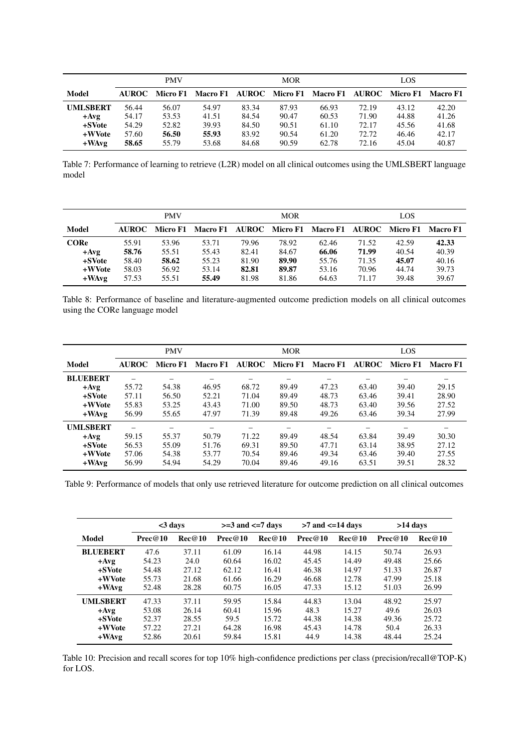| Model | PMV | | | MOR | | | LOS | | |
|---|---|---|---|---|---|---|---|---|---|
| | **AUROC** | **Micro F1** | **Macro F1** | **AUROC** | **Micro F1** | **Macro F1** | **AUROC** | **Micro F1** | **Macro F1** |
| **UMLSBERT** | 56.44 | 56.07 | 54.97 | 83.34 | 87.93 | 66.93 | 72.19 | 43.12 | 42.20 |
| **+Avg** | 54.17 | 53.53 | 41.51 | 84.54 | 90.47 | 60.53 | 71.90 | 44.88 | 41.26 |
| **+SVote** | 54.29 | 52.82 | 39.93 | 84.50 | 90.51 | 61.10 | 72.17 | 45.56 | 41.68 |
| **+WVote** | 57.60 | **56.50** | **55.93** | 83.92 | 90.54 | 61.20 | 72.72 | 46.46 | 42.17 |
| **+WAvg** | **58.65** | 55.79 | 53.68 | 84.68 | 90.59 | 62.78 | 72.16 | 45.04 | 40.87 |

Table 7: Performance of learning to retrieve (L2R) model on all clinical outcomes using the UMLSBERT language model

| Model | PMV | | | MOR | | | LOS | | |
|---|---|---|---|---|---|---|---|---|---|
| | **AUROC** | **Micro F1** | **Macro F1** | **AUROC** | **Micro F1** | **Macro F1** | **AUROC** | **Micro F1** | **Macro F1** |
| **CORe** | 55.91 | 53.96 | 53.71 | 79.96 | 78.92 | 62.46 | 71.52 | 42.59 | **42.33** |
| **+Avg** | **58.76** | 55.51 | 55.43 | 82.41 | 84.67 | **66.06** | **71.99** | 40.54 | 40.39 |
| **+SVote** | 58.40 | **58.62** | 55.23 | 81.90 | **89.90** | 55.76 | 71.35 | **45.07** | 40.16 |
| **+WVote** | 58.03 | 56.92 | 53.14 | **82.81** | **89.87** | 53.16 | 70.96 | 44.74 | 39.73 |
| **+WAvg** | 57.53 | 55.51 | **55.49** | 81.98 | 81.86 | 64.63 | 71.17 | 39.48 | 39.67 |

Table 8: Performance of baseline and literature-augmented outcome prediction models on all clinical outcomes using the CORe language model

| Model | PMV | | | MOR | | | LOS | | |
|---|---|---|---|---|---|---|---|---|---|
| | **AUROC** | **Micro F1** | **Macro F1** | **AUROC** | **Micro F1** | **Macro F1** | **AUROC** | **Micro F1** | **Macro F1** |
| **BLUEBERT** | – | – | – | – | – | – | – | – | – |
| **+Avg** | 55.72 | 54.38 | 46.95 | 68.72 | 89.49 | 47.23 | 63.40 | 39.40 | 29.15 |
| **+SVote** | 57.11 | 56.50 | 52.21 | 71.04 | 89.49 | 48.73 | 63.46 | 39.41 | 28.90 |
| **+WVote** | 55.83 | 53.25 | 43.43 | 71.00 | 89.50 | 48.73 | 63.40 | 39.56 | 27.52 |
| **+WAvg** | 56.99 | 55.65 | 47.97 | 71.39 | 89.48 | 49.26 | 63.46 | 39.34 | 27.99 |
| **UMLSBERT** | – | – | – | – | – | – | – | – | – |
| **+Avg** | 59.15 | 55.37 | 50.79 | 71.22 | 89.49 | 48.54 | 63.84 | 39.49 | 30.30 |
| **+SVote** | 56.53 | 55.09 | 51.76 | 69.31 | 89.50 | 47.71 | 63.14 | 38.95 | 27.12 |
| **+WVote** | 57.06 | 54.38 | 53.77 | 70.54 | 89.46 | 49.34 | 63.46 | 39.40 | 27.55 |
| **+WAvg** | 56.99 | 54.94 | 54.29 | 70.04 | 89.46 | 49.16 | 63.51 | 39.51 | 28.32 |

Table 9: Performance of models that only use retrieved literature for outcome prediction on all clinical outcomes

| Model | <3 days | | >=3 and <=7 days | | >7 and <=14 days | | >14 days | |
|---|---|---|---|---|---|---|---|---|
| | **Prec@10** | **Rec@10** | **Prec@10** | **Rec@10** | **Prec@10** | **Rec@10** | **Prec@10** | **Rec@10** |
| **BLUEBERT** | 47.6 | 37.11 | 61.09 | 16.14 | 44.98 | 14.15 | 50.74 | 26.93 |
| **+Avg** | 54.23 | 24.0 | 60.64 | 16.02 | 45.45 | 14.49 | 49.48 | 25.66 |
| **+SVote** | 54.48 | 27.12 | 62.12 | 16.41 | 46.38 | 14.97 | 51.33 | 26.87 |
| **+WVote** | 55.73 | 21.68 | 61.66 | 16.29 | 46.68 | 12.78 | 47.99 | 25.18 |
| **+WAvg** | 52.48 | 28.28 | 60.75 | 16.05 | 47.33 | 15.12 | 51.03 | 26.99 |
| **UMLSBERT** | 47.33 | 37.11 | 59.95 | 15.84 | 44.83 | 13.04 | 48.92 | 25.97 |
| **+Avg** | 53.08 | 26.14 | 60.41 | 15.96 | 48.3 | 15.27 | 49.6 | 26.03 |
| **+SVote** | 52.37 | 28.55 | 59.5 | 15.72 | 44.38 | 14.38 | 49.36 | 25.72 |
| **+WVote** | 57.22 | 27.21 | 64.28 | 16.98 | 45.43 | 14.78 | 50.4 | 26.33 |
| **+WAvg** | 52.86 | 20.61 | 59.84 | 15.81 | 44.9 | 14.38 | 48.44 | 25.24 |

Table 10: Precision and recall scores for top 10% high-confidence predictions per class (precision/recall@TOP-K) for LOS.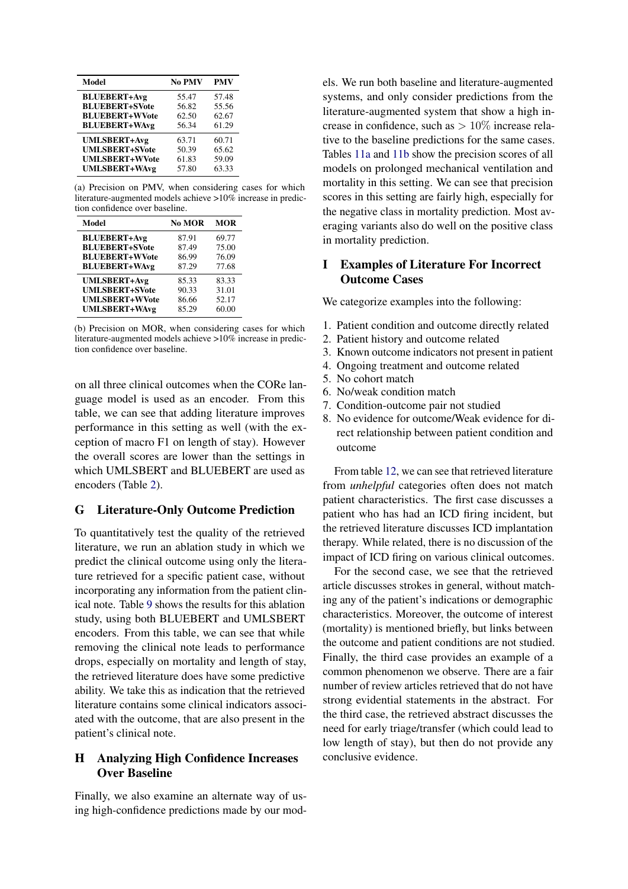| Model | No PMV | PMV |
| --- | --- | --- |
| **BLUEBERT+Avg** | 55.47 | 57.48 |
| **BLUEBERT+SVote** | 56.82 | 55.56 |
| **BLUEBERT+WVote** | 62.50 | 62.67 |
| **BLUEBERT+WAvg** | 56.34 | 61.29 |
| **UMLSBERT+Avg** | 63.71 | 60.71 |
| **UMLSBERT+SVote** | 50.39 | 65.62 |
| **UMLSBERT+WVote** | 61.83 | 59.09 |
| **UMLSBERT+WAvg** | 57.80 | 63.33 |

(a) Precision on PMV, when considering cases for which literature-augmented models achieve >10% increase in prediction confidence over baseline.

| Model | No MOR | MOR |
| --- | --- | --- |
| **BLUEBERT+Avg** | 87.91 | 69.77 |
| **BLUEBERT+SVote** | 87.49 | 75.00 |
| **BLUEBERT+WVote** | 86.99 | 76.09 |
| **BLUEBERT+WAvg** | 87.29 | 77.68 |
| **UMLSBERT+Avg** | 85.33 | 83.33 |
| **UMLSBERT+SVote** | 90.33 | 31.01 |
| **UMLSBERT+WVote** | 86.66 | 52.17 |
| **UMLSBERT+WAvg** | 85.29 | 60.00 |

(b) Precision on MOR, when considering cases for which literature-augmented models achieve >10% increase in prediction confidence over baseline.

on all three clinical outcomes when the CORe language model is used as an encoder. From this table, we can see that adding literature improves performance in this setting as well (with the exception of macro F1 on length of stay). However the overall scores are lower than the settings in which UMLSBERT and BLUEBERT are used as encoders (Table 2).

## G Literature-Only Outcome Prediction

To quantitatively test the quality of the retrieved literature, we run an ablation study in which we predict the clinical outcome using only the literature retrieved for a specific patient case, without incorporating any information from the patient clinical note. Table 9 shows the results for this ablation study, using both BLUEBERT and UMLSBERT encoders. From this table, we can see that while removing the clinical note leads to performance drops, especially on mortality and length of stay, the retrieved literature does have some predictive ability. We take this as indication that the retrieved literature contains some clinical indicators associated with the outcome, that are also present in the patient's clinical note.

## H Analyzing High Confidence Increases Over Baseline

Finally, we also examine an alternate way of using high-confidence predictions made by our models. We run both baseline and literature-augmented systems, and only consider predictions from the literature-augmented system that show a high increase in confidence, such as $> 10\%$ increase relative to the baseline predictions for the same cases. Tables 11a and 11b show the precision scores of all models on prolonged mechanical ventilation and mortality in this setting. We can see that precision scores in this setting are fairly high, especially for the negative class in mortality prediction. Most averaging variants also do well on the positive class in mortality prediction.

## I Examples of Literature For Incorrect Outcome Cases

We categorize examples into the following:

1. Patient condition and outcome directly related
2. Patient history and outcome related
3. Known outcome indicators not present in patient
4. Ongoing treatment and outcome related
5. No cohort match
6. No/weak condition match
7. Condition-outcome pair not studied
8. No evidence for outcome/Weak evidence for direct relationship between patient condition and outcome

From table 12, we can see that retrieved literature from *unhelpful* categories often does not match patient characteristics. The first case discusses a patient who has had an ICD firing incident, but the retrieved literature discusses ICD implantation therapy. While related, there is no discussion of the impact of ICD firing on various clinical outcomes.

For the second case, we see that the retrieved article discusses strokes in general, without matching any of the patient's indications or demographic characteristics. Moreover, the outcome of interest (mortality) is mentioned briefly, but links between the outcome and patient conditions are not studied. Finally, the third case provides an example of a common phenomenon we observe. There are a fair number of review articles retrieved that do not have strong evidential statements in the abstract. For the third case, the retrieved abstract discusses the need for early triage/transfer (which could lead to low length of stay), but then do not provide any conclusive evidence.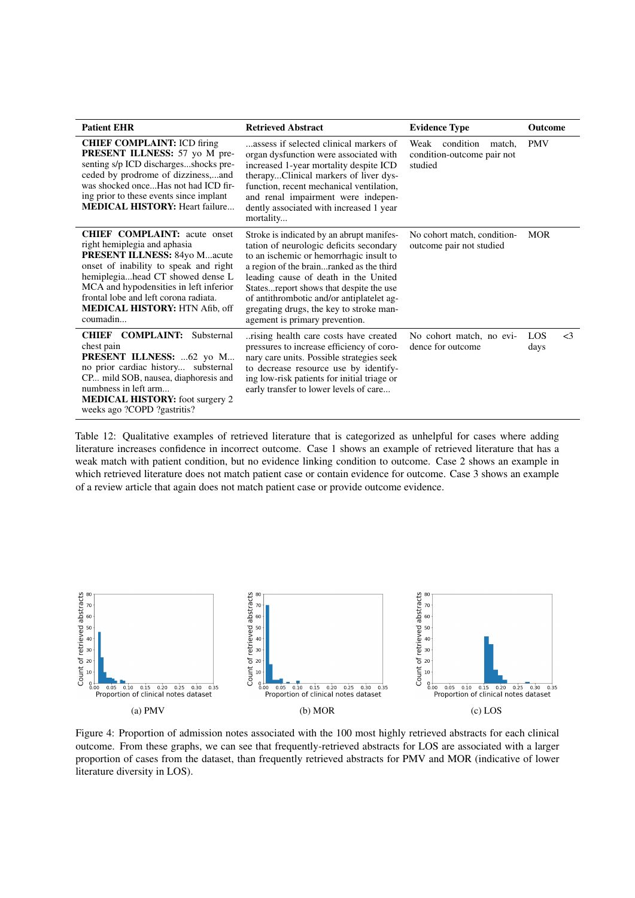| Patient EHR | Retrieved Abstract | Evidence Type | Outcome |
|---|---|---|---|
| **CHIEF COMPLAINT:** ICD firing **PRESENT ILLNESS:** 57 yo M presenting s/p ICD discharges...shocks preceded by prodrome of dizziness,...and was shocked once...Has not had ICD firing prior to these events since implant **MEDICAL HISTORY:** Heart failure... | ...assess if selected clinical markers of organ dysfunction were associated with increased 1-year mortality despite ICD therapy...Clinical markers of liver dysfunction, recent mechanical ventilation, and renal impairment were independently associated with increased 1 year mortality... | Weak condition match, condition-outcome pair not studied | PMV |
| **CHIEF COMPLAINT:** acute onset right hemiplegia and aphasia **PRESENT ILLNESS:** 84yo M...acute onset of inability to speak and right hemiplegia...head CT showed dense L MCA and hypodensities in left inferior frontal lobe and left corona radiata. **MEDICAL HISTORY:** HTN Afib, off coumadin... | Stroke is indicated by an abrupt manifestation of neurologic deficits secondary to an ischemic or hemorrhagic insult to a region of the brain...ranked as the third leading cause of death in the United States...report shows that despite the use of antithrombotic and/or antiplatelet aggregating drugs, the key to stroke management is primary prevention. | No cohort match, condition-outcome pair not studied | MOR |
| **CHIEF COMPLAINT:** Substernal chest pain **PRESENT ILLNESS:** ...62 yo M... no prior cardiac history... substernal CP... mild SOB, nausea, diaphoresis and numbness in left arm... **MEDICAL HISTORY:** foot surgery 2 weeks ago ?COPD ?gastritis? | ..rising health care costs have created pressures to increase efficiency of coronary care units. Possible strategies seek to decrease resource use by identifying low-risk patients for initial triage or early transfer to lower levels of care... | No cohort match, no evidence for outcome | LOS <3 days |

Table 12: Qualitative examples of retrieved literature that is categorized as unhelpful for cases where adding literature increases confidence in incorrect outcome. Case 1 shows an example of retrieved literature that has a weak match with patient condition, but no evidence linking condition to outcome. Case 2 shows an example in which retrieved literature does not match patient case or contain evidence for outcome. Case 3 shows an example of a review article that again does not match patient case or provide outcome evidence.

Count of retrieved abstracts
0 10 20 30 40 50 60 70 80
0.00 0.05 0.10 0.15 0.20 0.25 0.30 0.35
Proportion of clinical notes dataset

(a) PMV

Count of retrieved abstracts
0 10 20 30 40 50 60 70 80
0.00 0.05 0.10 0.15 0.20 0.25 0.30 0.35
Proportion of clinical notes dataset

(b) MOR

Count of retrieved abstracts
0 10 20 30 40 50 60 70 80
0.00 0.05 0.10 0.15 0.20 0.25 0.30 0.35
Proportion of clinical notes dataset

(c) LOS

Figure 4: Proportion of admission notes associated with the 100 most highly retrieved abstracts for each clinical outcome. From these graphs, we can see that frequently-retrieved abstracts for LOS are associated with a larger proportion of cases from the dataset, than frequently retrieved abstracts for PMV and MOR (indicative of lower literature diversity in LOS).